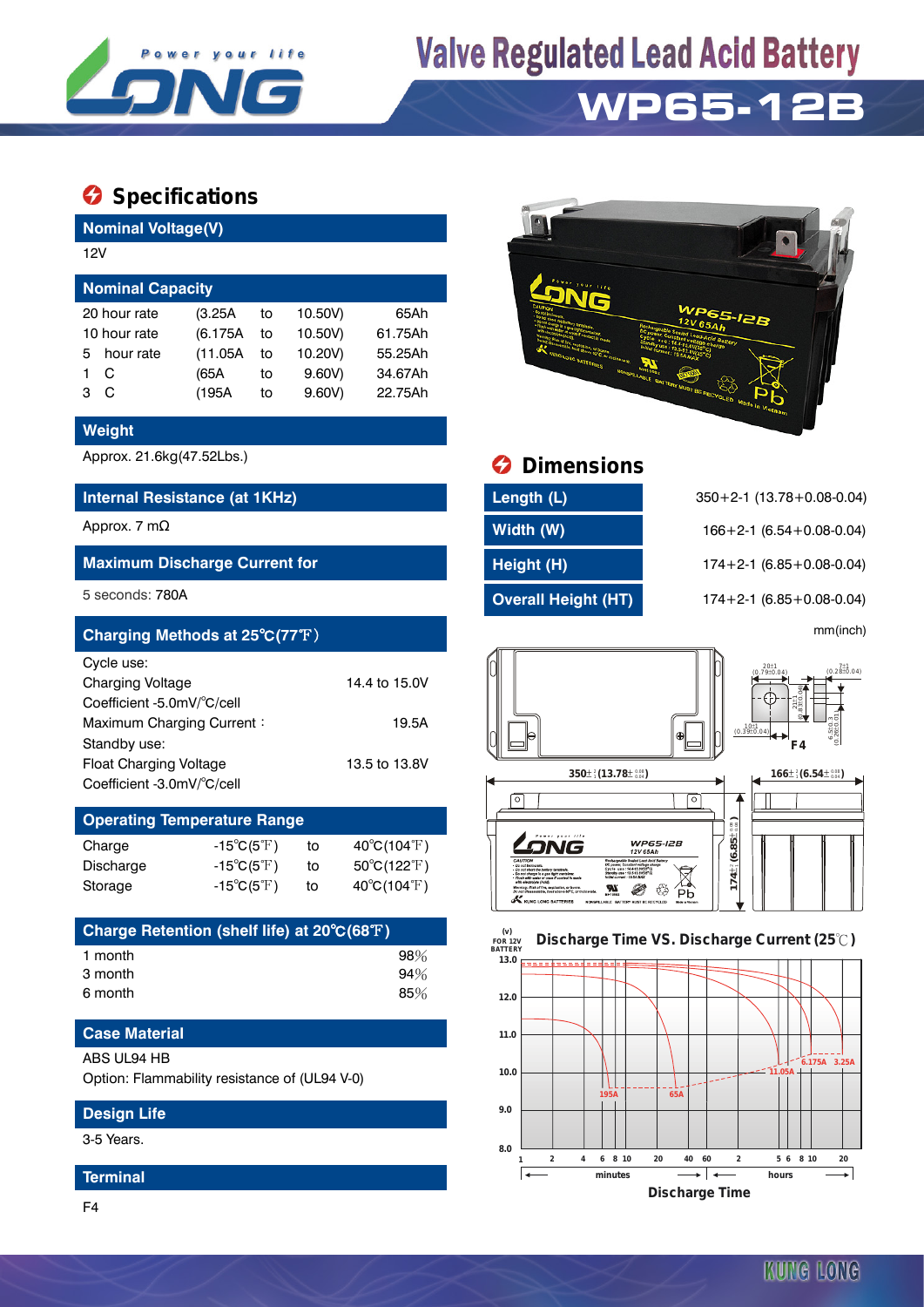# Valve Regulated Lead Acid Battery

## WP65-12B

## Specifications

### Nominal Voltage(V)

12V

### Nominal Capacity

| | | | | |
|---|---|---|---|---|
| 20 hour rate | (3.25A | to | 10.50V) | 65Ah |
| 10 hour rate | (6.175A | to | 10.50V) | 61.75Ah |
| 5 hour rate | (11.05A | to | 10.20V) | 55.25Ah |
| 1 C | (65A | to | 9.60V) | 34.67Ah |
| 3 C | (195A | to | 9.60V) | 22.75Ah |

### Weight

Approx. 21.6kg(47.52Lbs.)

### Internal Resistance (at 1KHz)

Approx. 7 mΩ

### Maximum Discharge Current for

5 seconds: 780A

### Charging Methods at 25℃(77℉)

Cycle use:

| | |
|---|---|
| Charging Voltage | 14.4 to 15.0V |
| Coefficient -5.0mV/℃/cell | |
| Maximum Charging Current： | 19.5A |

Standby use:

| | |
|---|---|
| Float Charging Voltage | 13.5 to 13.8V |
| Coefficient -3.0mV/℃/cell | |

### Operating Temperature Range

| | | | |
|---|---|---|---|
| Charge | -15℃(5℉) | to | 40℃(104℉) |
| Discharge | -15℃(5℉) | to | 50℃(122℉) |
| Storage | -15℃(5℉) | to | 40℃(104℉) |

### Charge Retention (shelf life) at 20℃(68℉)

| | |
|---|---|
| 1 month | 98% |
| 3 month | 94% |
| 6 month | 85% |

### Case Material

ABS UL94 HB

Option: Flammability resistance of (UL94 V-0)

### Design Life

3-5 Years.

### Terminal

F4

## Dimensions

| | |
|---|---|
| Length (L) | 350+2-1 (13.78+0.08-0.04) |
| Width (W) | 166+2-1 (6.54+0.08-0.04) |
| Height (H) | 174+2-1 (6.85+0.08-0.04) |
| Overall Height (HT) | 174+2-1 (6.85+0.08-0.04) |

mm(inch)

### Discharge Time VS. Discharge Current (25℃)

Discharge Time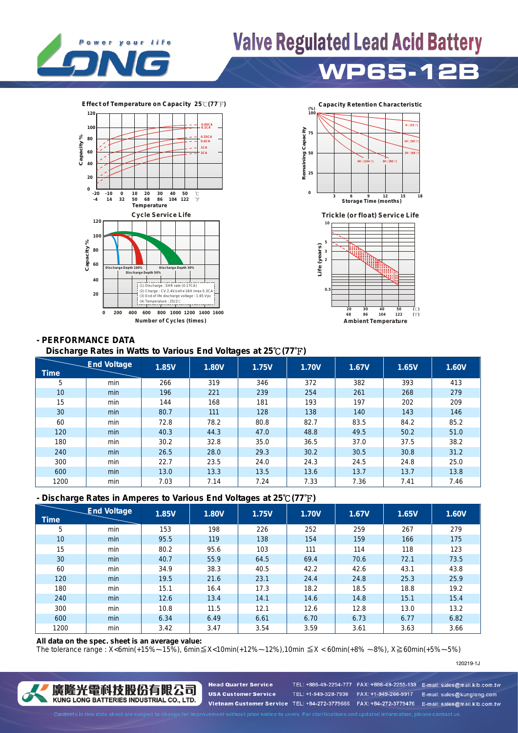# Valve Regulated Lead Acid Battery

## WP65-12B

Power your life

LONG

**Effect of Temperature on Capacity 25℃(77℉)**

Capacity %

120
100
80
60
40
20
0

0.05CA
0.1CA
0.25CA
0.6CA
1CA
2CA

-20 -10 0 10 20 30 40 50 ℃
-4 14 32 50 68 86 104 122 ℉

Temperature

**Capacity Retention Characteristic**

(%)
100
75
50
25
0

Remaining Capacity

0℃(32℉)
10℃(50℉)
20℃(68℉)
40℃(104℉)
30℃(86℉)

3 6 9 12 15 18

Storage Time (months)

**Cycle Service Life**

Capacity %

120
100
80
60
40
20

Discharge Depth 100%
Discharge Depth 50%
Discharge Depth 30%

(1) Discharge : 5HR rate (0.17CA)
(2) Charge : CV 2.4V/cell ≒ 16H Imax 0.3CA
(3) End of life discharge voltage : 1.65 Vpc
(4) Temperature : 25±2℃

0 200 400 600 800 1000 1200 1400 1600

Number of Cycles (times)

**Trickle (or float) Service Life**

Life (years)

10
5
3
2
0.5

20 30 40 50 (℃)
68 86 104 122 (℉)

Ambient Temperature

### - PERFORMANCE DATA

**Discharge Rates in Watts to Various End Voltages at 25℃(77℉)**

| Time | | 1.85V | 1.80V | 1.75V | 1.70V | 1.67V | 1.65V | 1.60V |
|---|---|---|---|---|---|---|---|---|
| 5 | min | 266 | 319 | 346 | 372 | 382 | 393 | 413 |
| 10 | min | 196 | 221 | 239 | 254 | 261 | 268 | 279 |
| 15 | min | 144 | 168 | 181 | 193 | 197 | 202 | 209 |
| 30 | min | 80.7 | 111 | 128 | 138 | 140 | 143 | 146 |
| 60 | min | 72.8 | 78.2 | 80.8 | 82.7 | 83.5 | 84.2 | 85.2 |
| 120 | min | 40.3 | 44.3 | 47.0 | 48.8 | 49.5 | 50.2 | 51.0 |
| 180 | min | 30.2 | 32.8 | 35.0 | 36.5 | 37.0 | 37.5 | 38.2 |
| 240 | min | 26.5 | 28.0 | 29.3 | 30.2 | 30.5 | 30.8 | 31.2 |
| 300 | min | 22.7 | 23.5 | 24.0 | 24.3 | 24.5 | 24.8 | 25.0 |
| 600 | min | 13.0 | 13.3 | 13.5 | 13.6 | 13.7 | 13.7 | 13.8 |
| 1200 | min | 7.03 | 7.14 | 7.24 | 7.33 | 7.36 | 7.41 | 7.46 |

**- Discharge Rates in Amperes to Various End Voltages at 25℃(77℉)**

| Time | | 1.85V | 1.80V | 1.75V | 1.70V | 1.67V | 1.65V | 1.60V |
|---|---|---|---|---|---|---|---|---|
| 5 | min | 153 | 198 | 226 | 252 | 259 | 267 | 279 |
| 10 | min | 95.5 | 119 | 138 | 154 | 159 | 166 | 175 |
| 15 | min | 80.2 | 95.6 | 103 | 111 | 114 | 118 | 123 |
| 30 | min | 40.7 | 55.9 | 64.5 | 69.4 | 70.6 | 72.1 | 73.5 |
| 60 | min | 34.9 | 38.3 | 40.5 | 42.2 | 42.6 | 43.1 | 43.8 |
| 120 | min | 19.5 | 21.6 | 23.1 | 24.4 | 24.8 | 25.3 | 25.9 |
| 180 | min | 15.1 | 16.4 | 17.3 | 18.2 | 18.5 | 18.8 | 19.2 |
| 240 | min | 12.6 | 13.4 | 14.1 | 14.6 | 14.8 | 15.1 | 15.4 |
| 300 | min | 10.8 | 11.5 | 12.1 | 12.6 | 12.8 | 13.0 | 13.2 |
| 600 | min | 6.34 | 6.49 | 6.61 | 6.70 | 6.73 | 6.77 | 6.82 |
| 1200 | min | 3.42 | 3.47 | 3.54 | 3.59 | 3.61 | 3.63 | 3.66 |

**All data on the spec. sheet is an average value:**

The tolerance range : X<6min(+15%∼15%), 6min≦X<10min(+12%∼12%),10min ≦X < 60min(+8% ∼8%), X≧60min(+5%∼5%)

120219-1J

廣隆光電科技股份有限公司
KUNG LONG BATTERIES INDUSTRIAL CO., LTD.

| | | | |
|---|---|---|---|
| Head Quarter Service | TEL: +886-49-2254-777 | FAX: +886-49-2255-139 | E-mail: sales@mail.klb.com.tw |
| USA Customer Service | TEL: +1-949-328-7936 | FAX: +1-949-266-9917 | E-mail: sales@kunglong.com |
| Vietnam Customer Service | TEL: +84-272-3779666 | FAX: +84-272-3779476 | E-mail: sales@mail.klb.com.tw |

Contents in this data sheet are subject to change for improvement without prior notice to users. For clarifications and updated information, please contact us.